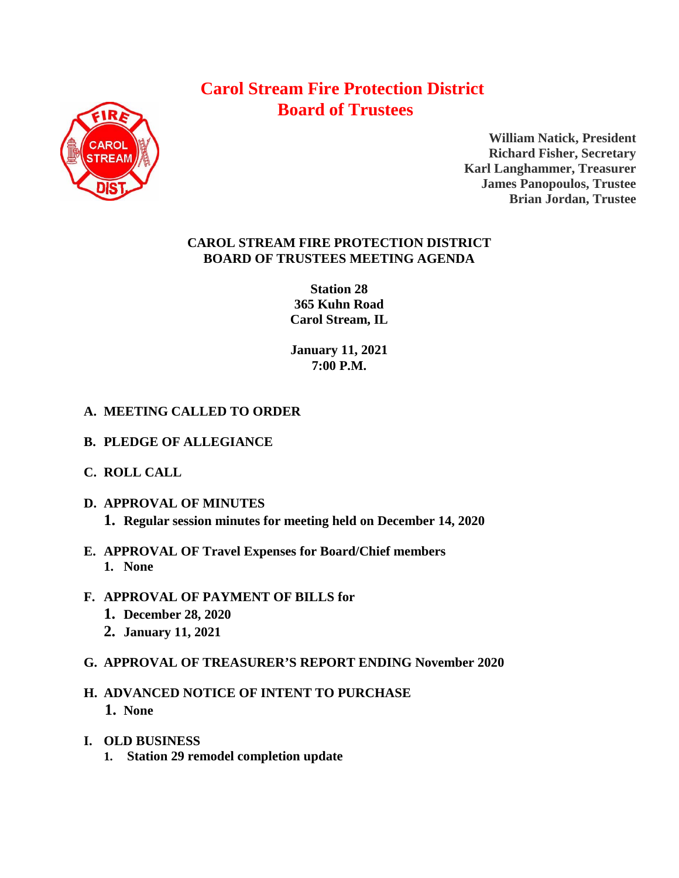# Carol Stream Fire Protection District
# Board of Trustees

**William Natick, President**
**Richard Fisher, Secretary**
**Karl Langhammer, Treasurer**
**James Panopoulos, Trustee**
**Brian Jordan, Trustee**

## CAROL STREAM FIRE PROTECTION DISTRICT BOARD OF TRUSTEES MEETING AGENDA

**Station 28**
**365 Kuhn Road**
**Carol Stream, IL**

**January 11, 2021**
**7:00 P.M.**

**A. MEETING CALLED TO ORDER**

**B. PLEDGE OF ALLEGIANCE**

**C. ROLL CALL**

**D. APPROVAL OF MINUTES**

1. **Regular session minutes for meeting held on December 14, 2020**

**E. APPROVAL OF Travel Expenses for Board/Chief members**

1. **None**

**F. APPROVAL OF PAYMENT OF BILLS for**

1. **December 28, 2020**
2. **January 11, 2021**

**G. APPROVAL OF TREASURER'S REPORT ENDING November 2020**

**H. ADVANCED NOTICE OF INTENT TO PURCHASE**

1. **None**

**I. OLD BUSINESS**

1. **Station 29 remodel completion update**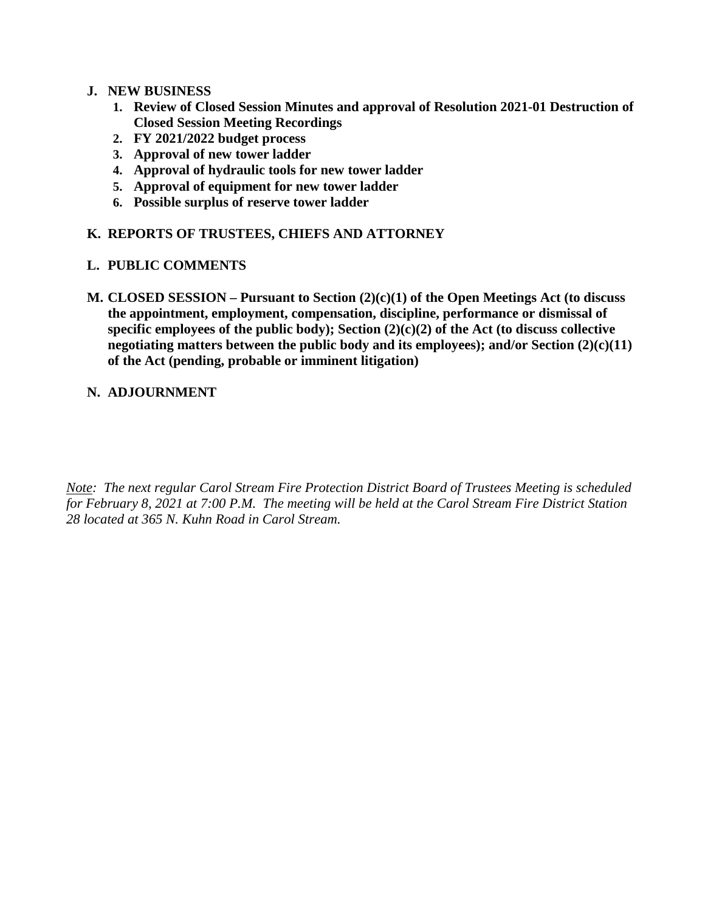**J. NEW BUSINESS**

1. **Review of Closed Session Minutes and approval of Resolution 2021-01 Destruction of Closed Session Meeting Recordings**
2. **FY 2021/2022 budget process**
3. **Approval of new tower ladder**
4. **Approval of hydraulic tools for new tower ladder**
5. **Approval of equipment for new tower ladder**
6. **Possible surplus of reserve tower ladder**

**K. REPORTS OF TRUSTEES, CHIEFS AND ATTORNEY**

**L. PUBLIC COMMENTS**

**M. CLOSED SESSION – Pursuant to Section (2)(c)(1) of the Open Meetings Act (to discuss the appointment, employment, compensation, discipline, performance or dismissal of specific employees of the public body); Section (2)(c)(2) of the Act (to discuss collective negotiating matters between the public body and its employees); and/or Section (2)(c)(11) of the Act (pending, probable or imminent litigation)**

**N. ADJOURNMENT**

*Note: The next regular Carol Stream Fire Protection District Board of Trustees Meeting is scheduled for February 8, 2021 at 7:00 P.M. The meeting will be held at the Carol Stream Fire District Station 28 located at 365 N. Kuhn Road in Carol Stream.*